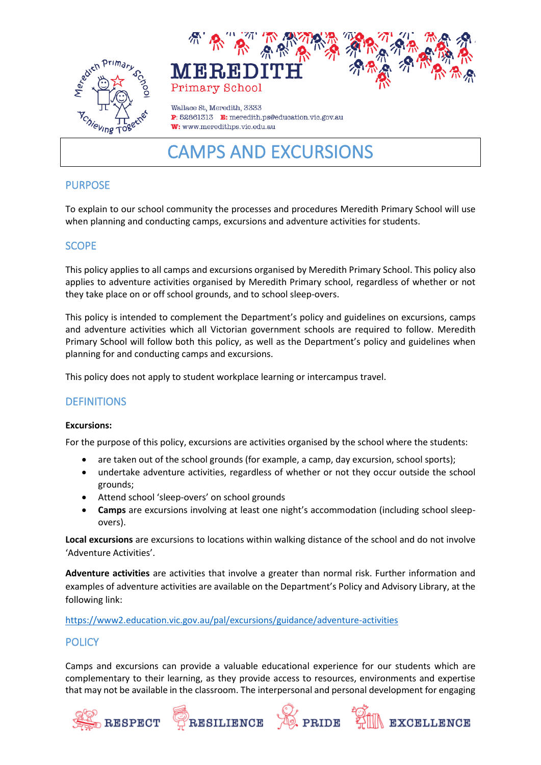MEREDITH
Primary School

Wallace St, Meredith, 3333
**P**: 52861313 **E:** meredith.ps@education.vic.gov.au
**W:** www.meredithps.vic.edu.au

# CAMPS AND EXCURSIONS

## PURPOSE

To explain to our school community the processes and procedures Meredith Primary School will use when planning and conducting camps, excursions and adventure activities for students.

## SCOPE

This policy applies to all camps and excursions organised by Meredith Primary School. This policy also applies to adventure activities organised by Meredith Primary school, regardless of whether or not they take place on or off school grounds, and to school sleep-overs.

This policy is intended to complement the Department's policy and guidelines on excursions, camps and adventure activities which all Victorian government schools are required to follow. Meredith Primary School will follow both this policy, as well as the Department's policy and guidelines when planning for and conducting camps and excursions.

This policy does not apply to student workplace learning or intercampus travel.

## DEFINITIONS

**Excursions:**

For the purpose of this policy, excursions are activities organised by the school where the students:

- are taken out of the school grounds (for example, a camp, day excursion, school sports);
- undertake adventure activities, regardless of whether or not they occur outside the school grounds;
- Attend school 'sleep-overs' on school grounds
- **Camps** are excursions involving at least one night's accommodation (including school sleep-overs).

**Local excursions** are excursions to locations within walking distance of the school and do not involve 'Adventure Activities'.

**Adventure activities** are activities that involve a greater than normal risk. Further information and examples of adventure activities are available on the Department's Policy and Advisory Library, at the following link:

https://www2.education.vic.gov.au/pal/excursions/guidance/adventure-activities

## POLICY

Camps and excursions can provide a valuable educational experience for our students which are complementary to their learning, as they provide access to resources, environments and expertise that may not be available in the classroom. The interpersonal and personal development for engaging

RESPECT RESILIENCE PRIDE EXCELLENCE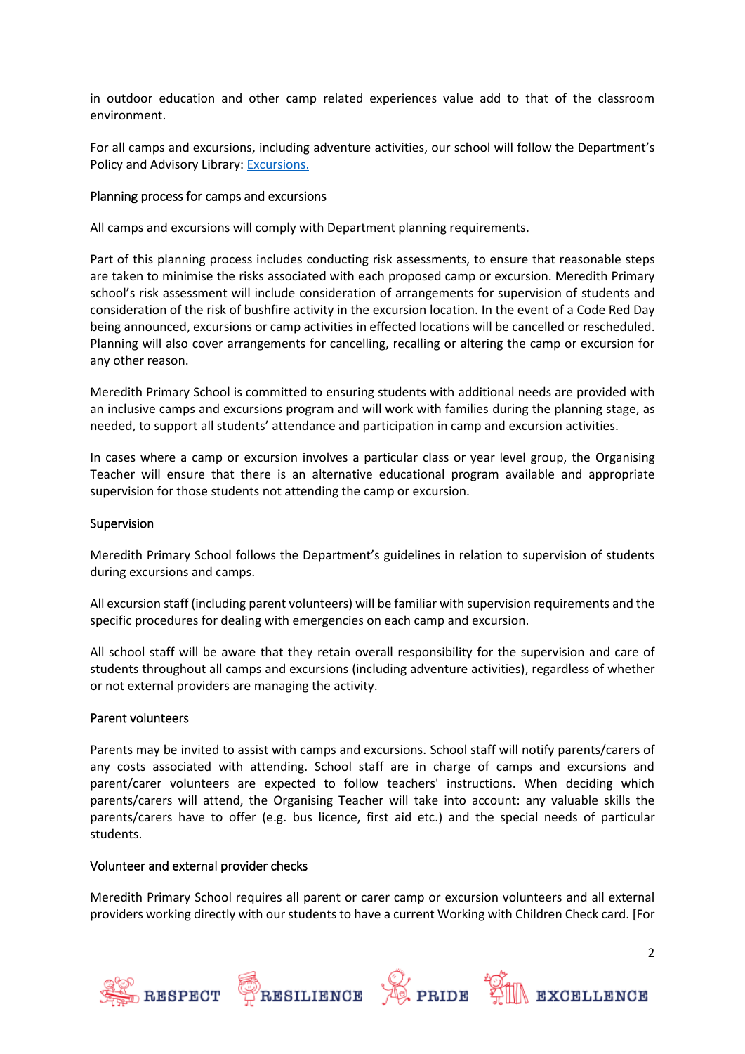in outdoor education and other camp related experiences value add to that of the classroom environment.

For all camps and excursions, including adventure activities, our school will follow the Department's Policy and Advisory Library: [Excursions.](#)

### Planning process for camps and excursions

All camps and excursions will comply with Department planning requirements.

Part of this planning process includes conducting risk assessments, to ensure that reasonable steps are taken to minimise the risks associated with each proposed camp or excursion. Meredith Primary school's risk assessment will include consideration of arrangements for supervision of students and consideration of the risk of bushfire activity in the excursion location. In the event of a Code Red Day being announced, excursions or camp activities in effected locations will be cancelled or rescheduled. Planning will also cover arrangements for cancelling, recalling or altering the camp or excursion for any other reason.

Meredith Primary School is committed to ensuring students with additional needs are provided with an inclusive camps and excursions program and will work with families during the planning stage, as needed, to support all students' attendance and participation in camp and excursion activities.

In cases where a camp or excursion involves a particular class or year level group, the Organising Teacher will ensure that there is an alternative educational program available and appropriate supervision for those students not attending the camp or excursion.

### Supervision

Meredith Primary School follows the Department's guidelines in relation to supervision of students during excursions and camps.

All excursion staff (including parent volunteers) will be familiar with supervision requirements and the specific procedures for dealing with emergencies on each camp and excursion.

All school staff will be aware that they retain overall responsibility for the supervision and care of students throughout all camps and excursions (including adventure activities), regardless of whether or not external providers are managing the activity.

### Parent volunteers

Parents may be invited to assist with camps and excursions. School staff will notify parents/carers of any costs associated with attending. School staff are in charge of camps and excursions and parent/carer volunteers are expected to follow teachers' instructions. When deciding which parents/carers will attend, the Organising Teacher will take into account: any valuable skills the parents/carers have to offer (e.g. bus licence, first aid etc.) and the special needs of particular students.

### Volunteer and external provider checks

Meredith Primary School requires all parent or carer camp or excursion volunteers and all external providers working directly with our students to have a current Working with Children Check card. [For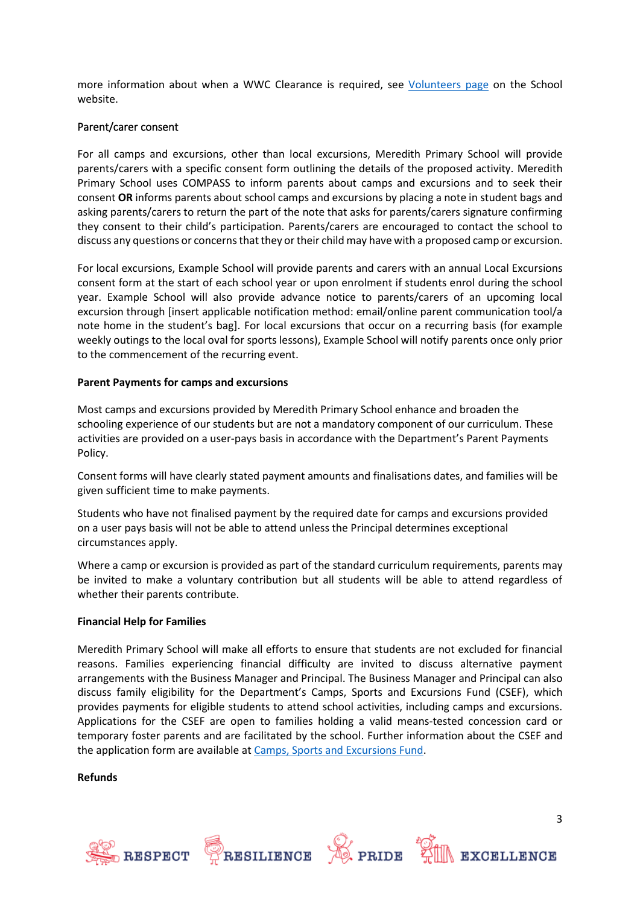more information about when a WWC Clearance is required, see [Volunteers page] on the School website.

## Parent/carer consent

For all camps and excursions, other than local excursions, Meredith Primary School will provide parents/carers with a specific consent form outlining the details of the proposed activity. Meredith Primary School uses COMPASS to inform parents about camps and excursions and to seek their consent **OR** informs parents about school camps and excursions by placing a note in student bags and asking parents/carers to return the part of the note that asks for parents/carers signature confirming they consent to their child's participation. Parents/carers are encouraged to contact the school to discuss any questions or concerns that they or their child may have with a proposed camp or excursion.

For local excursions, Example School will provide parents and carers with an annual Local Excursions consent form at the start of each school year or upon enrolment if students enrol during the school year. Example School will also provide advance notice to parents/carers of an upcoming local excursion through [insert applicable notification method: email/online parent communication tool/a note home in the student's bag]. For local excursions that occur on a recurring basis (for example weekly outings to the local oval for sports lessons), Example School will notify parents once only prior to the commencement of the recurring event.

## Parent Payments for camps and excursions

Most camps and excursions provided by Meredith Primary School enhance and broaden the schooling experience of our students but are not a mandatory component of our curriculum. These activities are provided on a user-pays basis in accordance with the Department's Parent Payments Policy.

Consent forms will have clearly stated payment amounts and finalisations dates, and families will be given sufficient time to make payments.

Students who have not finalised payment by the required date for camps and excursions provided on a user pays basis will not be able to attend unless the Principal determines exceptional circumstances apply.

Where a camp or excursion is provided as part of the standard curriculum requirements, parents may be invited to make a voluntary contribution but all students will be able to attend regardless of whether their parents contribute.

## Financial Help for Families

Meredith Primary School will make all efforts to ensure that students are not excluded for financial reasons. Families experiencing financial difficulty are invited to discuss alternative payment arrangements with the Business Manager and Principal. The Business Manager and Principal can also discuss family eligibility for the Department's Camps, Sports and Excursions Fund (CSEF), which provides payments for eligible students to attend school activities, including camps and excursions. Applications for the CSEF are open to families holding a valid means-tested concession card or temporary foster parents and are facilitated by the school. Further information about the CSEF and the application form are available at [Camps, Sports and Excursions Fund].

## Refunds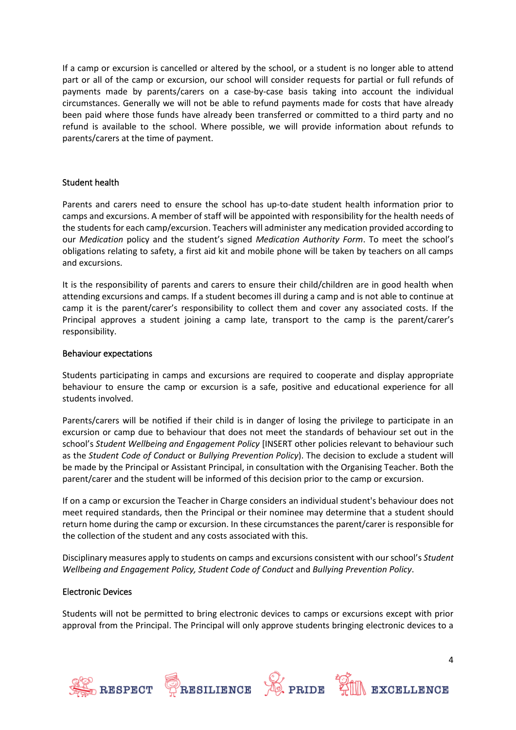If a camp or excursion is cancelled or altered by the school, or a student is no longer able to attend part or all of the camp or excursion, our school will consider requests for partial or full refunds of payments made by parents/carers on a case-by-case basis taking into account the individual circumstances. Generally we will not be able to refund payments made for costs that have already been paid where those funds have already been transferred or committed to a third party and no refund is available to the school. Where possible, we will provide information about refunds to parents/carers at the time of payment.

## Student health

Parents and carers need to ensure the school has up-to-date student health information prior to camps and excursions. A member of staff will be appointed with responsibility for the health needs of the students for each camp/excursion. Teachers will administer any medication provided according to our *Medication* policy and the student's signed *Medication Authority Form*. To meet the school's obligations relating to safety, a first aid kit and mobile phone will be taken by teachers on all camps and excursions.

It is the responsibility of parents and carers to ensure their child/children are in good health when attending excursions and camps. If a student becomes ill during a camp and is not able to continue at camp it is the parent/carer's responsibility to collect them and cover any associated costs. If the Principal approves a student joining a camp late, transport to the camp is the parent/carer's responsibility.

## Behaviour expectations

Students participating in camps and excursions are required to cooperate and display appropriate behaviour to ensure the camp or excursion is a safe, positive and educational experience for all students involved.

Parents/carers will be notified if their child is in danger of losing the privilege to participate in an excursion or camp due to behaviour that does not meet the standards of behaviour set out in the school's *Student Wellbeing and Engagement Policy* [INSERT other policies relevant to behaviour such as the *Student Code of Conduct* or *Bullying Prevention Policy*). The decision to exclude a student will be made by the Principal or Assistant Principal, in consultation with the Organising Teacher. Both the parent/carer and the student will be informed of this decision prior to the camp or excursion.

If on a camp or excursion the Teacher in Charge considers an individual student's behaviour does not meet required standards, then the Principal or their nominee may determine that a student should return home during the camp or excursion. In these circumstances the parent/carer is responsible for the collection of the student and any costs associated with this.

Disciplinary measures apply to students on camps and excursions consistent with our school's *Student Wellbeing and Engagement Policy, Student Code of Conduct* and *Bullying Prevention Policy*.

## Electronic Devices

Students will not be permitted to bring electronic devices to camps or excursions except with prior approval from the Principal. The Principal will only approve students bringing electronic devices to a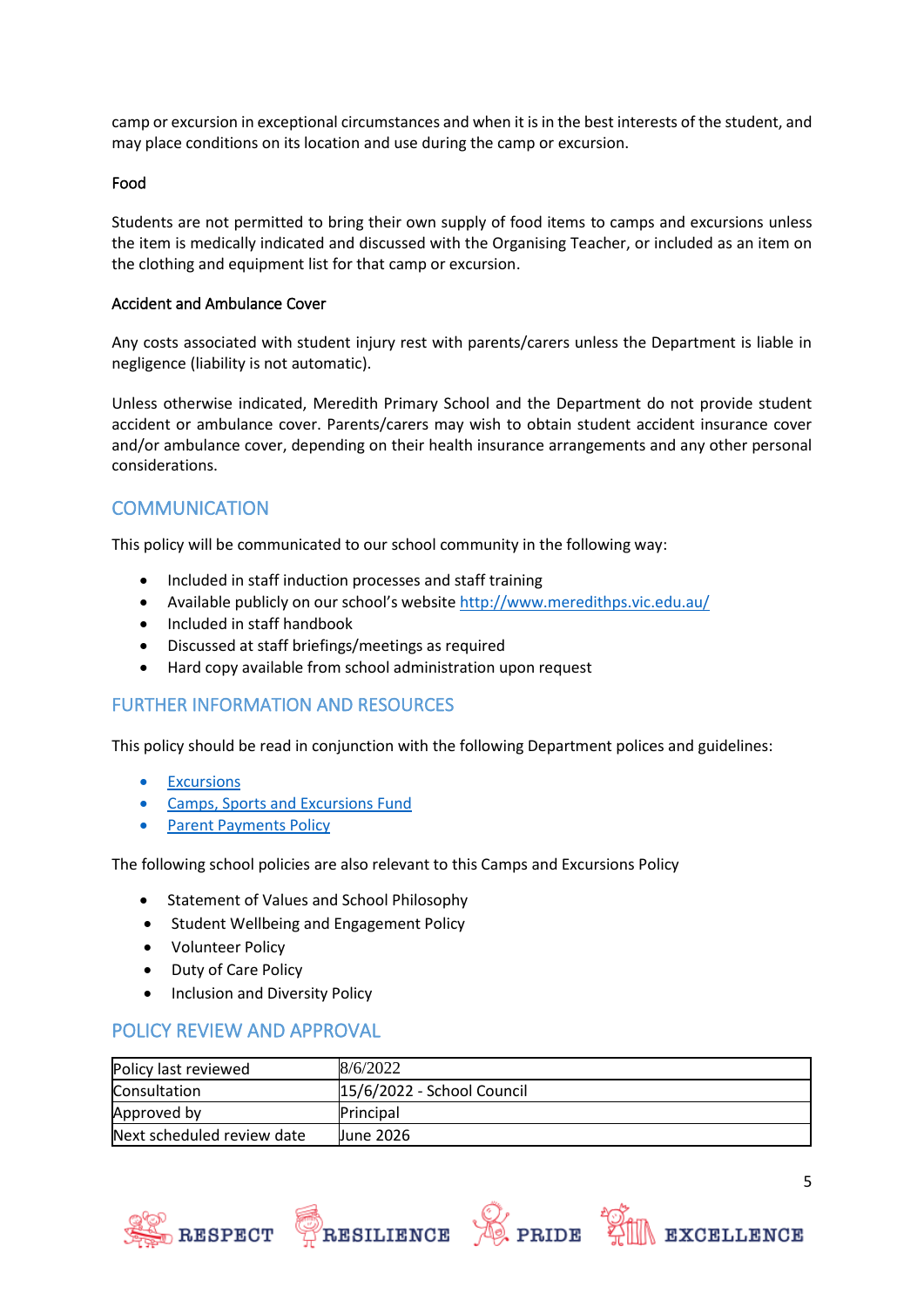camp or excursion in exceptional circumstances and when it is in the best interests of the student, and may place conditions on its location and use during the camp or excursion.

### Food

Students are not permitted to bring their own supply of food items to camps and excursions unless the item is medically indicated and discussed with the Organising Teacher, or included as an item on the clothing and equipment list for that camp or excursion.

### Accident and Ambulance Cover

Any costs associated with student injury rest with parents/carers unless the Department is liable in negligence (liability is not automatic).

Unless otherwise indicated, Meredith Primary School and the Department do not provide student accident or ambulance cover. Parents/carers may wish to obtain student accident insurance cover and/or ambulance cover, depending on their health insurance arrangements and any other personal considerations.

## COMMUNICATION

This policy will be communicated to our school community in the following way:

- Included in staff induction processes and staff training
- Available publicly on our school's website [http://www.meredithps.vic.edu.au/](http://www.meredithps.vic.edu.au/)
- Included in staff handbook
- Discussed at staff briefings/meetings as required
- Hard copy available from school administration upon request

## FURTHER INFORMATION AND RESOURCES

This policy should be read in conjunction with the following Department polices and guidelines:

- Excursions
- Camps, Sports and Excursions Fund
- Parent Payments Policy

The following school policies are also relevant to this Camps and Excursions Policy

- Statement of Values and School Philosophy
- Student Wellbeing and Engagement Policy
- Volunteer Policy
- Duty of Care Policy
- Inclusion and Diversity Policy

## POLICY REVIEW AND APPROVAL

| | |
|---|---|
| Policy last reviewed | 8/6/2022 |
| Consultation | 15/6/2022 - School Council |
| Approved by | Principal |
| Next scheduled review date | June 2026 |

RESPECT RESILIENCE PRIDE EXCELLENCE